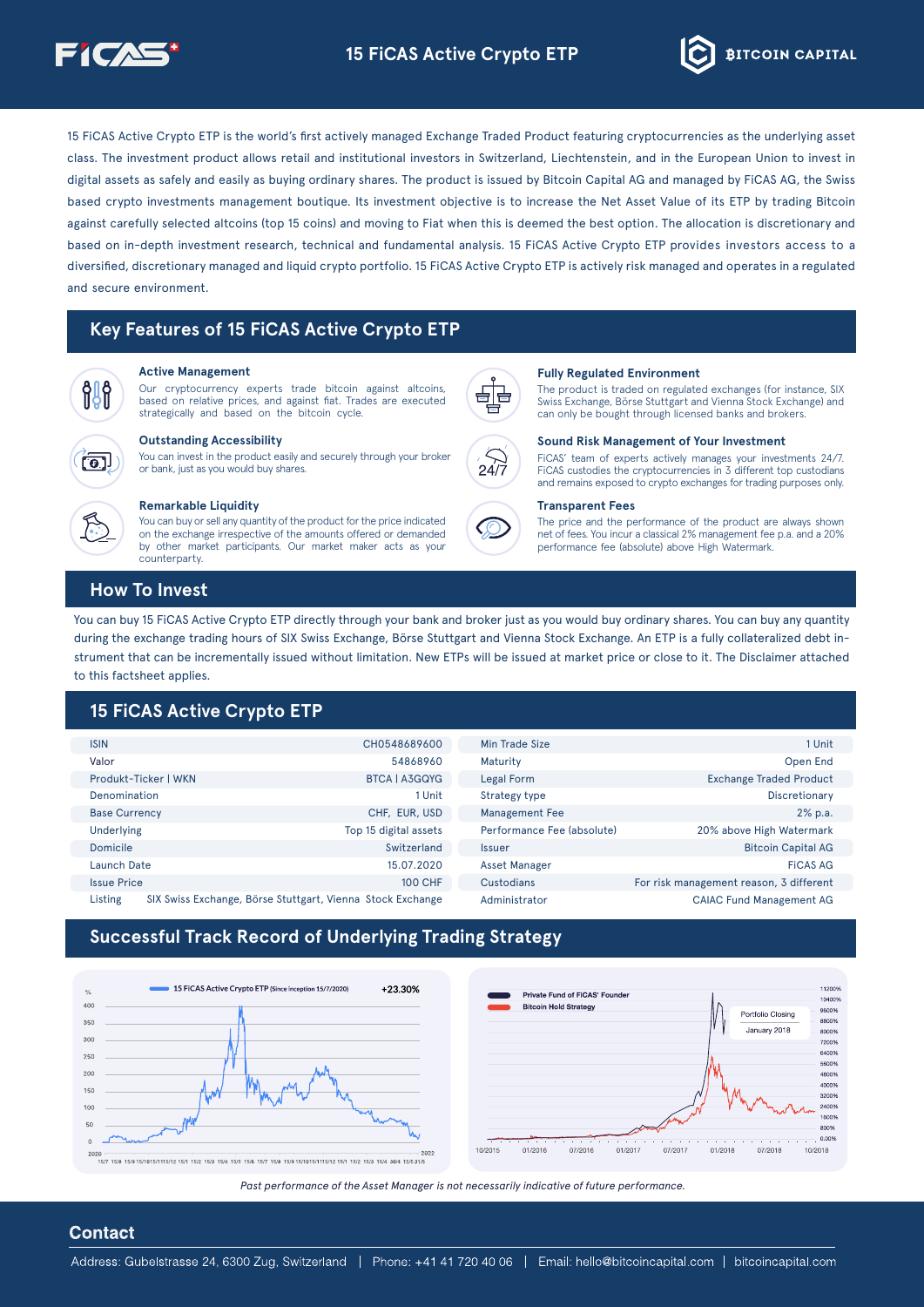# 15 FiCAS Active Crypto ETP

15 FiCAS Active Crypto ETP is the world's first actively managed Exchange Traded Product featuring cryptocurrencies as the underlying asset class. The investment product allows retail and institutional investors in Switzerland, Liechtenstein, and in the European Union to invest in digital assets as safely and easily as buying ordinary shares. The product is issued by Bitcoin Capital AG and managed by FiCAS AG, the Swiss based crypto investments management boutique. Its investment objective is to increase the Net Asset Value of its ETP by trading Bitcoin against carefully selected altcoins (top 15 coins) and moving to Fiat when this is deemed the best option. The allocation is discretionary and based on in-depth investment research, technical and fundamental analysis. 15 FiCAS Active Crypto ETP provides investors access to a diversified, discretionary managed and liquid crypto portfolio. 15 FiCAS Active Crypto ETP is actively risk managed and operates in a regulated and secure environment.

## Key Features of 15 FiCAS Active Crypto ETP

**Active Management**
Our cryptocurrency experts trade bitcoin against altcoins, based on relative prices, and against fiat. Trades are executed strategically and based on the bitcoin cycle.

**Outstanding Accessibility**
You can invest in the product easily and securely through your broker or bank, just as you would buy shares.

**Remarkable Liquidity**
You can buy or sell any quantity of the product for the price indicated on the exchange irrespective of the amounts offered or demanded by other market participants. Our market maker acts as your counterparty.

**Fully Regulated Environment**
The product is traded on regulated exchanges (for instance, SIX Swiss Exchange, Börse Stuttgart and Vienna Stock Exchange) and can only be bought through licensed banks and brokers.

**Sound Risk Management of Your Investment**
FiCAS' team of experts actively manages your investments 24/7. FiCAS custodies the cryptocurrencies in 3 different top custodians and remains exposed to crypto exchanges for trading purposes only.

**Transparent Fees**
The price and the performance of the product are always shown net of fees. You incur a classical 2% management fee p.a. and a 20% performance fee (absolute) above High Watermark.

## How To Invest

You can buy 15 FiCAS Active Crypto ETP directly through your bank and broker just as you would buy ordinary shares. You can buy any quantity during the exchange trading hours of SIX Swiss Exchange, Börse Stuttgart and Vienna Stock Exchange. An ETP is a fully collateralized debt instrument that can be incrementally issued without limitation. New ETPs will be issued at market price or close to it. The Disclaimer attached to this factsheet applies.

## 15 FiCAS Active Crypto ETP

| | |
|---|---|
| ISIN | CH0548689600 |
| Valor | 54868960 |
| Produkt-Ticker \| WKN | BTCA \| A3GQYG |
| Denomination | 1 Unit |
| Base Currency | CHF, EUR, USD |
| Underlying | Top 15 digital assets |
| Domicile | Switzerland |
| Launch Date | 15.07.2020 |
| Issue Price | 100 CHF |
| Listing | SIX Swiss Exchange, Börse Stuttgart, Vienna Stock Exchange |

| | |
|---|---|
| Min Trade Size | 1 Unit |
| Maturity | Open End |
| Legal Form | Exchange Traded Product |
| Strategy type | Discretionary |
| Management Fee | 2% p.a. |
| Performance Fee (absolute) | 20% above High Watermark |
| Issuer | Bitcoin Capital AG |
| Asset Manager | FiCAS AG |
| Custodians | For risk management reason, 3 different |
| Administrator | CAIAC Fund Management AG |

## Successful Track Record of Underlying Trading Strategy

15 FiCAS Active Crypto ETP (Since inception 15/7/2020) +23.30%

Private Fund of FiCAS' Founder — Bitcoin Hold Strategy — Portfolio Closing January 2018

*Past performance of the Asset Manager is not necessarily indicative of future performance.*

## Contact

Address: Gubelstrasse 24, 6300 Zug, Switzerland | Phone: +41 41 720 40 06 | Email: hello@bitcoincapital.com | bitcoincapital.com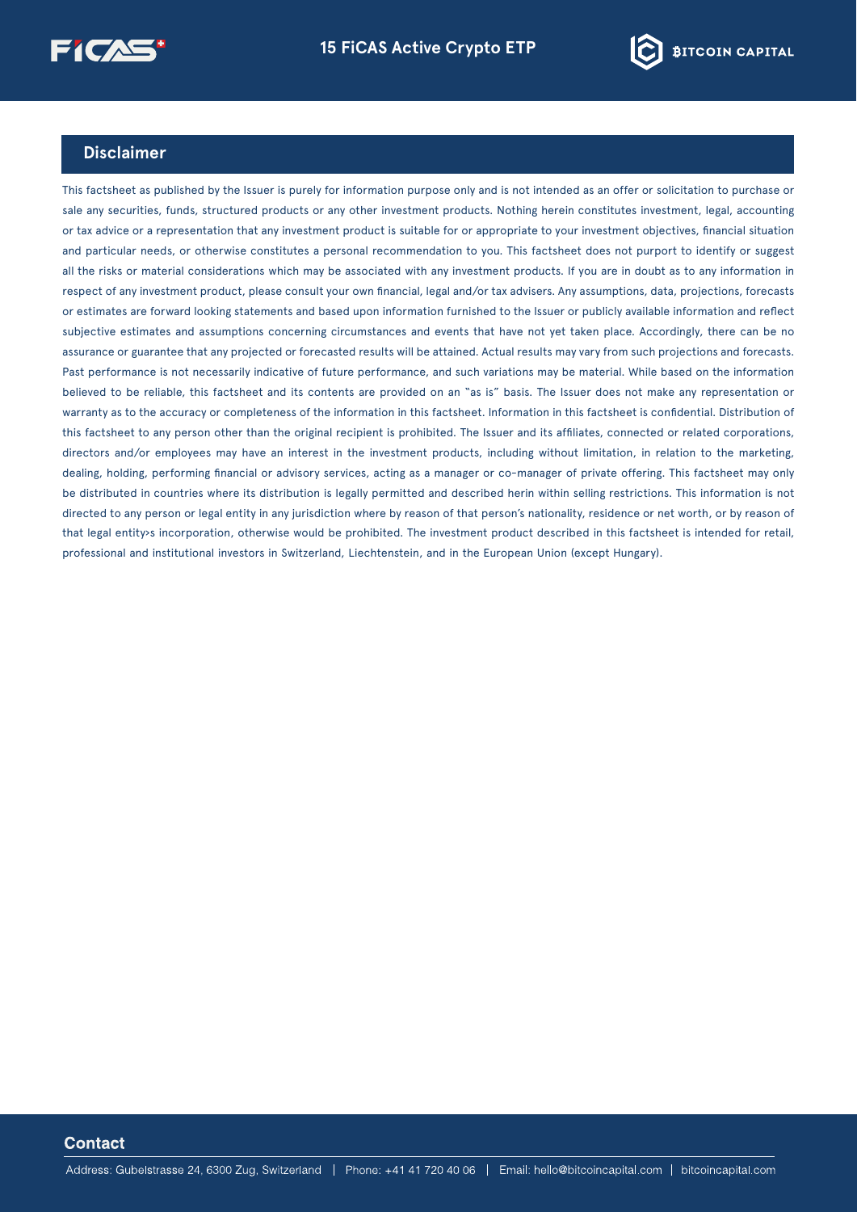## Disclaimer

This factsheet as published by the Issuer is purely for information purpose only and is not intended as an offer or solicitation to purchase or sale any securities, funds, structured products or any other investment products. Nothing herein constitutes investment, legal, accounting or tax advice or a representation that any investment product is suitable for or appropriate to your investment objectives, financial situation and particular needs, or otherwise constitutes a personal recommendation to you. This factsheet does not purport to identify or suggest all the risks or material considerations which may be associated with any investment products. If you are in doubt as to any information in respect of any investment product, please consult your own financial, legal and/or tax advisers. Any assumptions, data, projections, forecasts or estimates are forward looking statements and based upon information furnished to the Issuer or publicly available information and reflect subjective estimates and assumptions concerning circumstances and events that have not yet taken place. Accordingly, there can be no assurance or guarantee that any projected or forecasted results will be attained. Actual results may vary from such projections and forecasts. Past performance is not necessarily indicative of future performance, and such variations may be material. While based on the information believed to be reliable, this factsheet and its contents are provided on an "as is" basis. The Issuer does not make any representation or warranty as to the accuracy or completeness of the information in this factsheet. Information in this factsheet is confidential. Distribution of this factsheet to any person other than the original recipient is prohibited. The Issuer and its affiliates, connected or related corporations, directors and/or employees may have an interest in the investment products, including without limitation, in relation to the marketing, dealing, holding, performing financial or advisory services, acting as a manager or co-manager of private offering. This factsheet may only be distributed in countries where its distribution is legally permitted and described herin within selling restrictions. This information is not directed to any person or legal entity in any jurisdiction where by reason of that person's nationality, residence or net worth, or by reason of that legal entity›s incorporation, otherwise would be prohibited. The investment product described in this factsheet is intended for retail, professional and institutional investors in Switzerland, Liechtenstein, and in the European Union (except Hungary).

## Contact

Address: Gubelstrasse 24, 6300 Zug, Switzerland | Phone: +41 41 720 40 06 | Email: hello@bitcoincapital.com | bitcoincapital.com